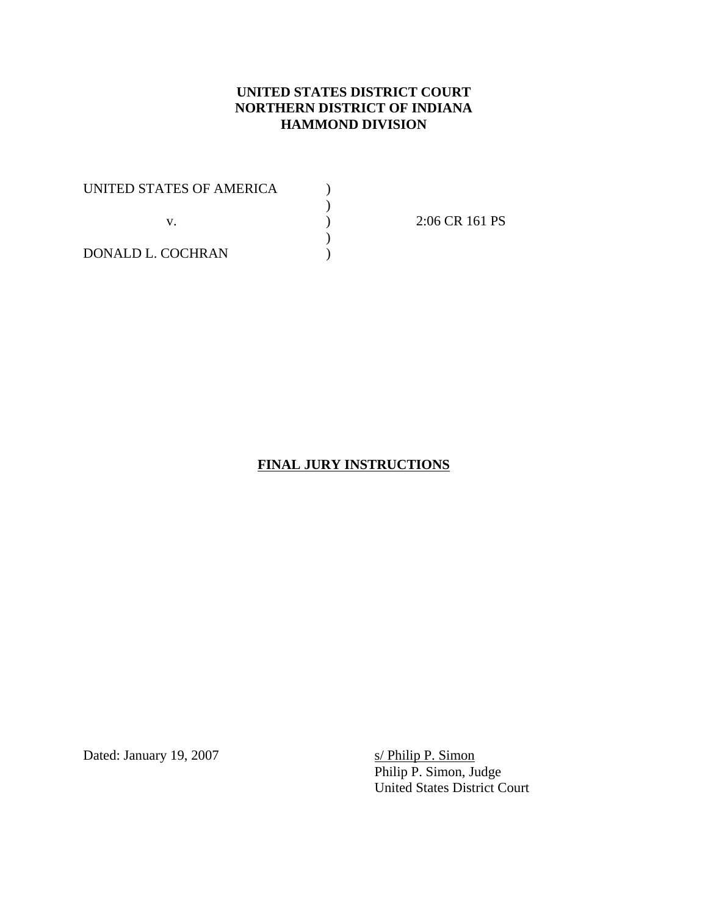**UNITED STATES DISTRICT COURT**
**NORTHERN DISTRICT OF INDIANA**
**HAMMOND DIVISION**

UNITED STATES OF AMERICA )
)
v. ) 2:06 CR 161 PS
)
DONALD L. COCHRAN )

**FINAL JURY INSTRUCTIONS**

Dated: January 19, 2007

s/ Philip P. Simon
Philip P. Simon, Judge
United States District Court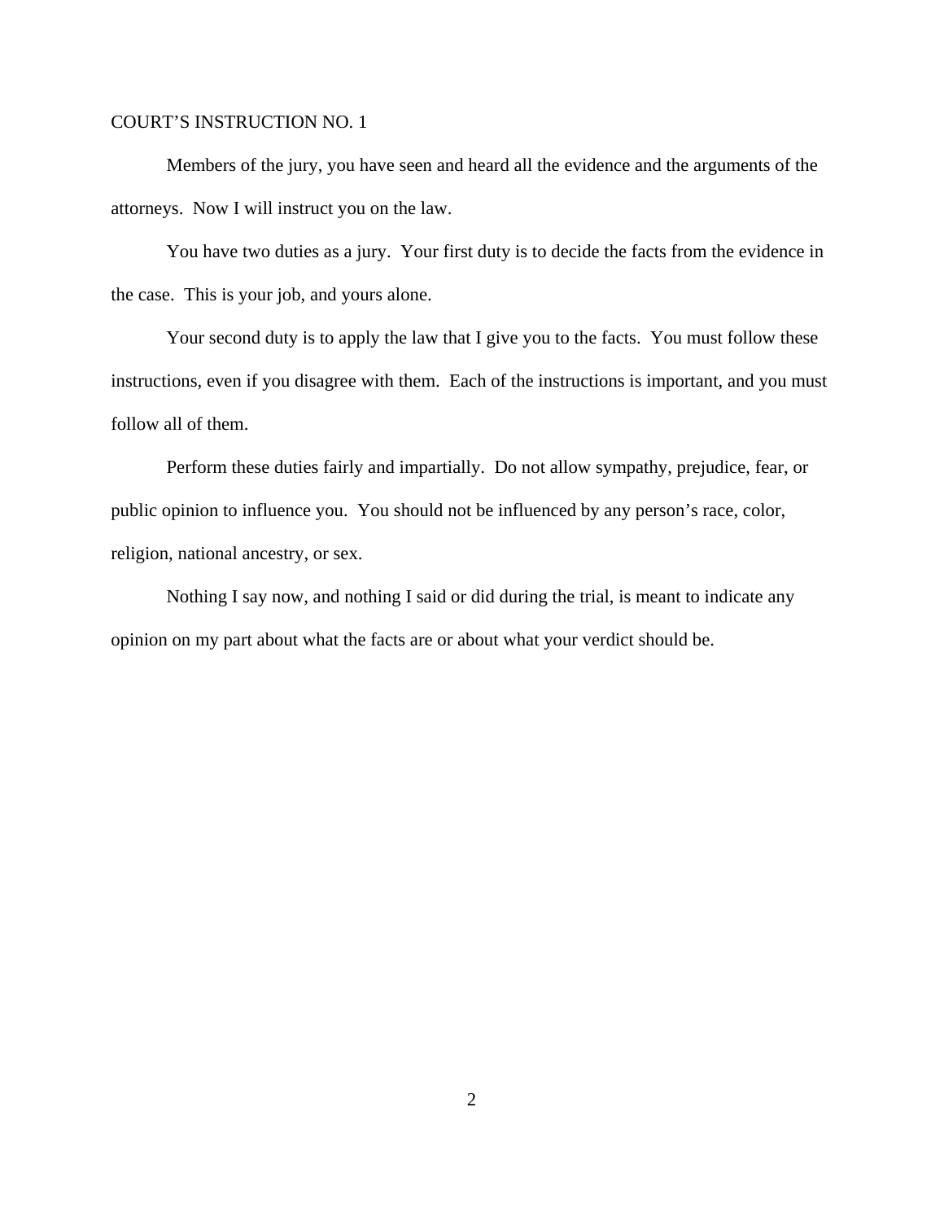COURT’S INSTRUCTION NO. 1

Members of the jury, you have seen and heard all the evidence and the arguments of the attorneys. Now I will instruct you on the law.

You have two duties as a jury. Your first duty is to decide the facts from the evidence in the case. This is your job, and yours alone.

Your second duty is to apply the law that I give you to the facts. You must follow these instructions, even if you disagree with them. Each of the instructions is important, and you must follow all of them.

Perform these duties fairly and impartially. Do not allow sympathy, prejudice, fear, or public opinion to influence you. You should not be influenced by any person’s race, color, religion, national ancestry, or sex.

Nothing I say now, and nothing I said or did during the trial, is meant to indicate any opinion on my part about what the facts are or about what your verdict should be.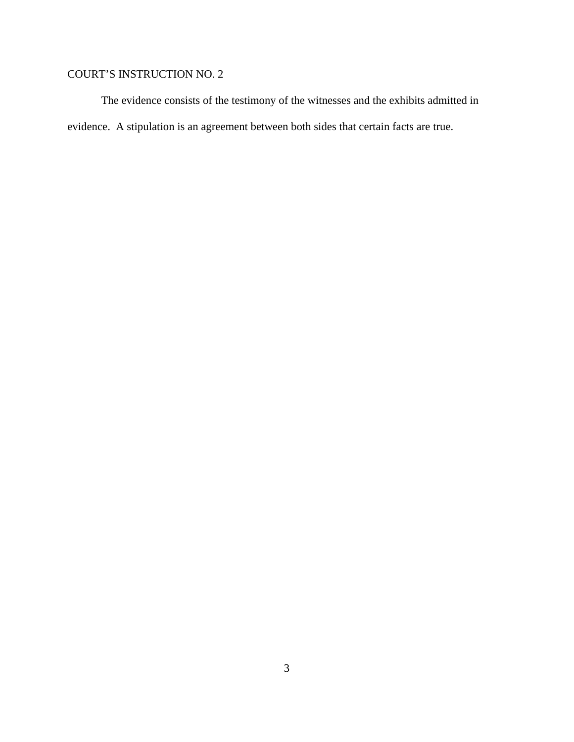COURT'S INSTRUCTION NO. 2

The evidence consists of the testimony of the witnesses and the exhibits admitted in evidence. A stipulation is an agreement between both sides that certain facts are true.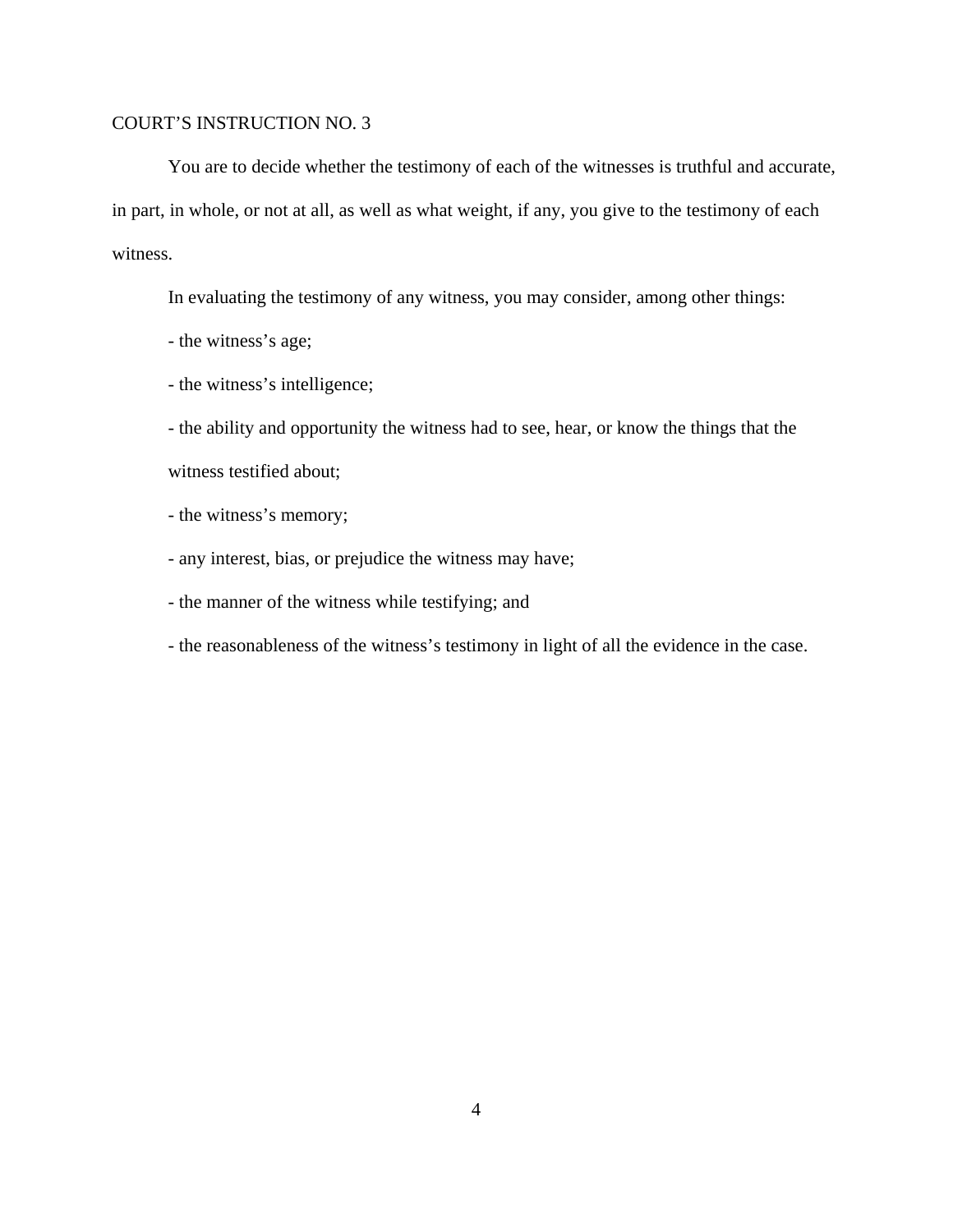COURT'S INSTRUCTION NO. 3

You are to decide whether the testimony of each of the witnesses is truthful and accurate, in part, in whole, or not at all, as well as what weight, if any, you give to the testimony of each witness.

In evaluating the testimony of any witness, you may consider, among other things:

- the witness's age;
- the witness's intelligence;
- the ability and opportunity the witness had to see, hear, or know the things that the witness testified about;
- the witness's memory;
- any interest, bias, or prejudice the witness may have;
- the manner of the witness while testifying; and
- the reasonableness of the witness's testimony in light of all the evidence in the case.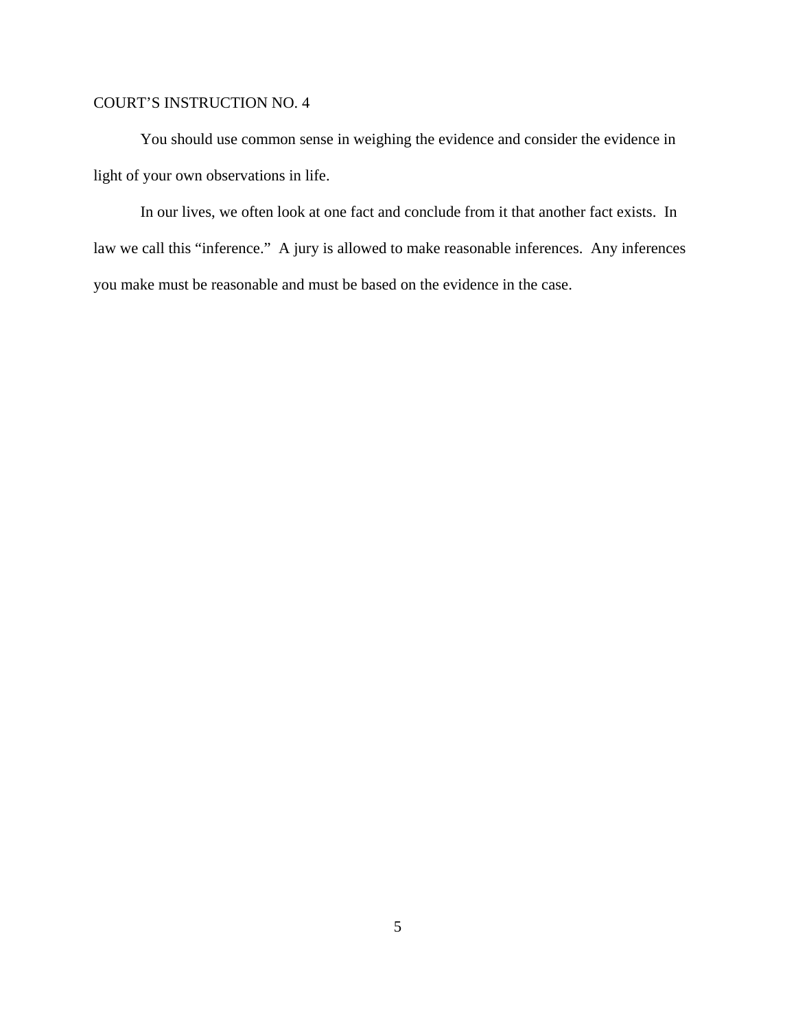COURT'S INSTRUCTION NO. 4

You should use common sense in weighing the evidence and consider the evidence in light of your own observations in life.

In our lives, we often look at one fact and conclude from it that another fact exists. In law we call this "inference." A jury is allowed to make reasonable inferences. Any inferences you make must be reasonable and must be based on the evidence in the case.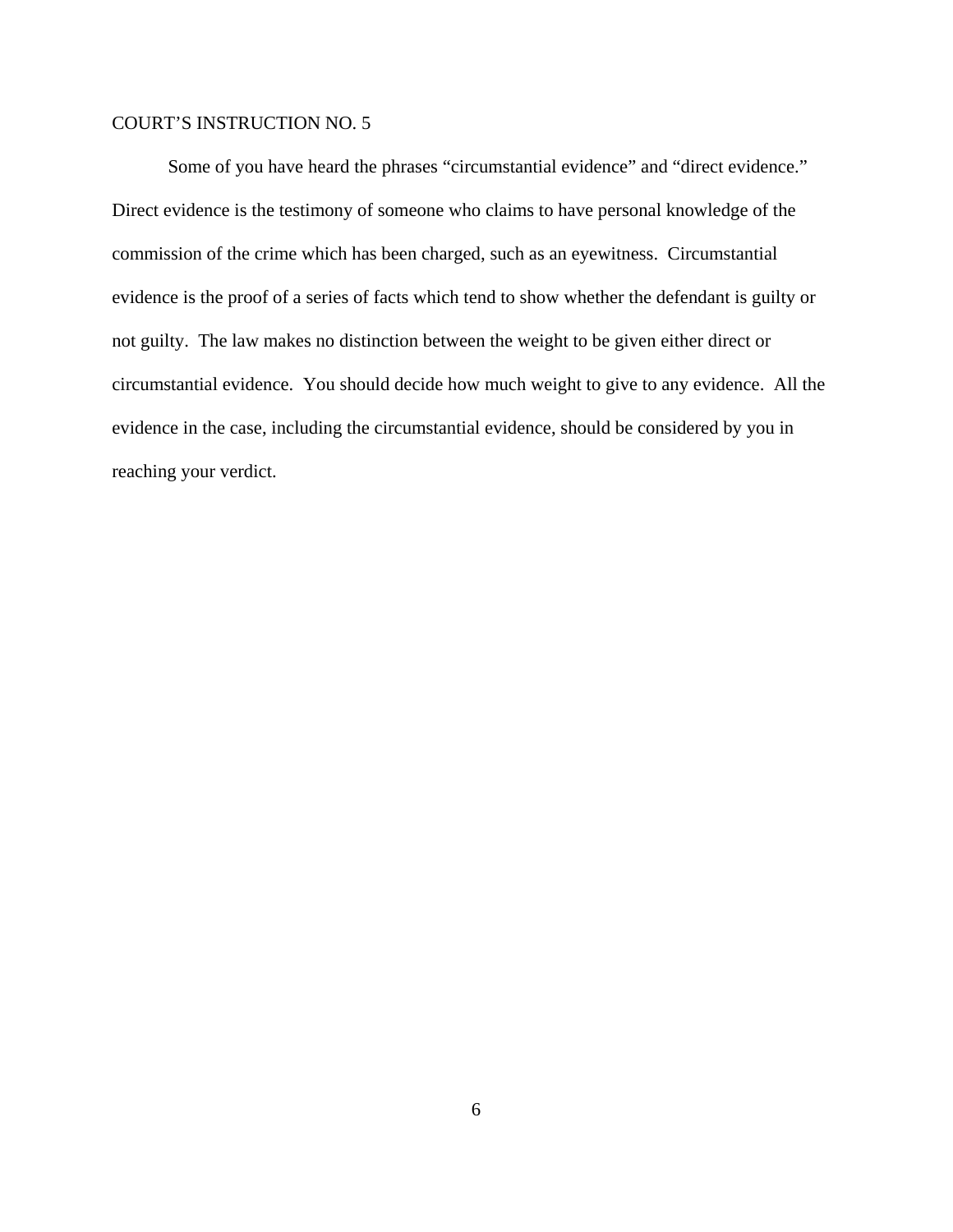COURT’S INSTRUCTION NO. 5

Some of you have heard the phrases “circumstantial evidence” and “direct evidence.” Direct evidence is the testimony of someone who claims to have personal knowledge of the commission of the crime which has been charged, such as an eyewitness. Circumstantial evidence is the proof of a series of facts which tend to show whether the defendant is guilty or not guilty. The law makes no distinction between the weight to be given either direct or circumstantial evidence. You should decide how much weight to give to any evidence. All the evidence in the case, including the circumstantial evidence, should be considered by you in reaching your verdict.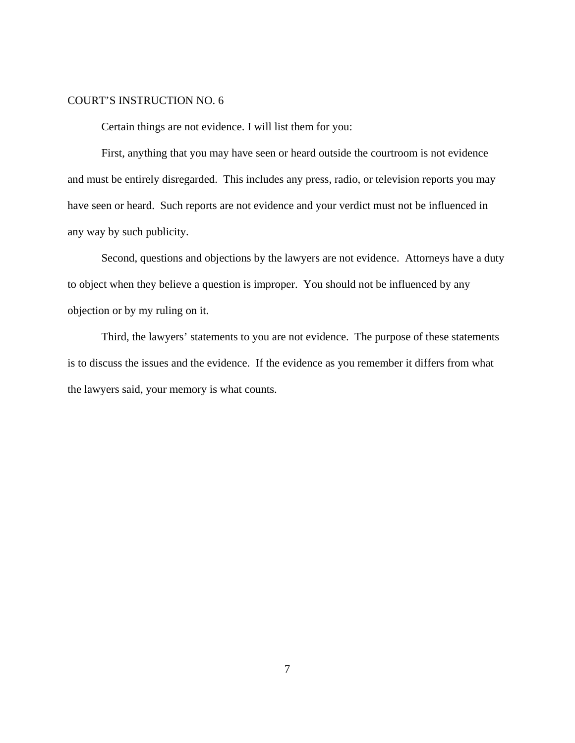COURT’S INSTRUCTION NO. 6

Certain things are not evidence. I will list them for you:

First, anything that you may have seen or heard outside the courtroom is not evidence and must be entirely disregarded. This includes any press, radio, or television reports you may have seen or heard. Such reports are not evidence and your verdict must not be influenced in any way by such publicity.

Second, questions and objections by the lawyers are not evidence. Attorneys have a duty to object when they believe a question is improper. You should not be influenced by any objection or by my ruling on it.

Third, the lawyers’ statements to you are not evidence. The purpose of these statements is to discuss the issues and the evidence. If the evidence as you remember it differs from what the lawyers said, your memory is what counts.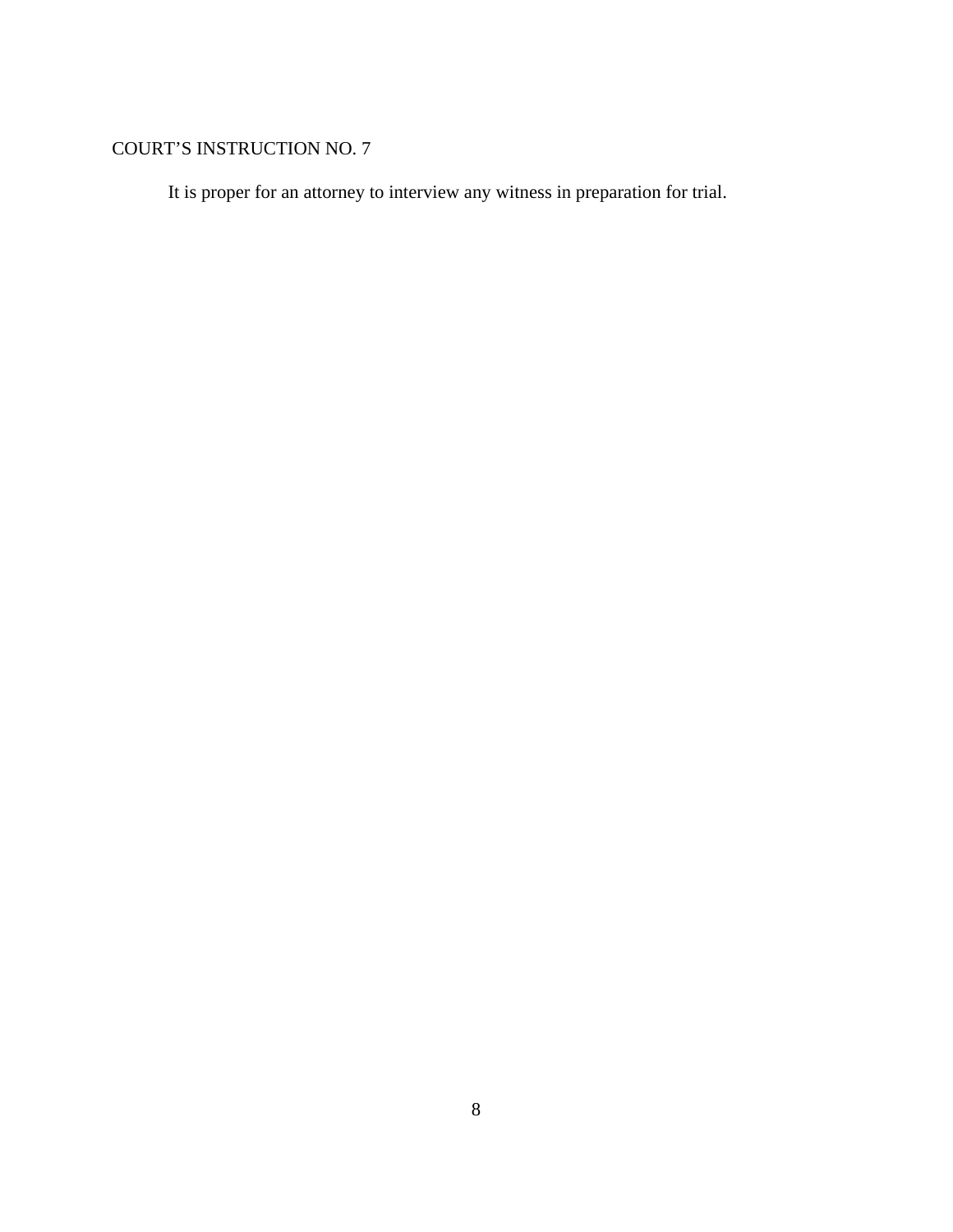COURT’S INSTRUCTION NO. 7

It is proper for an attorney to interview any witness in preparation for trial.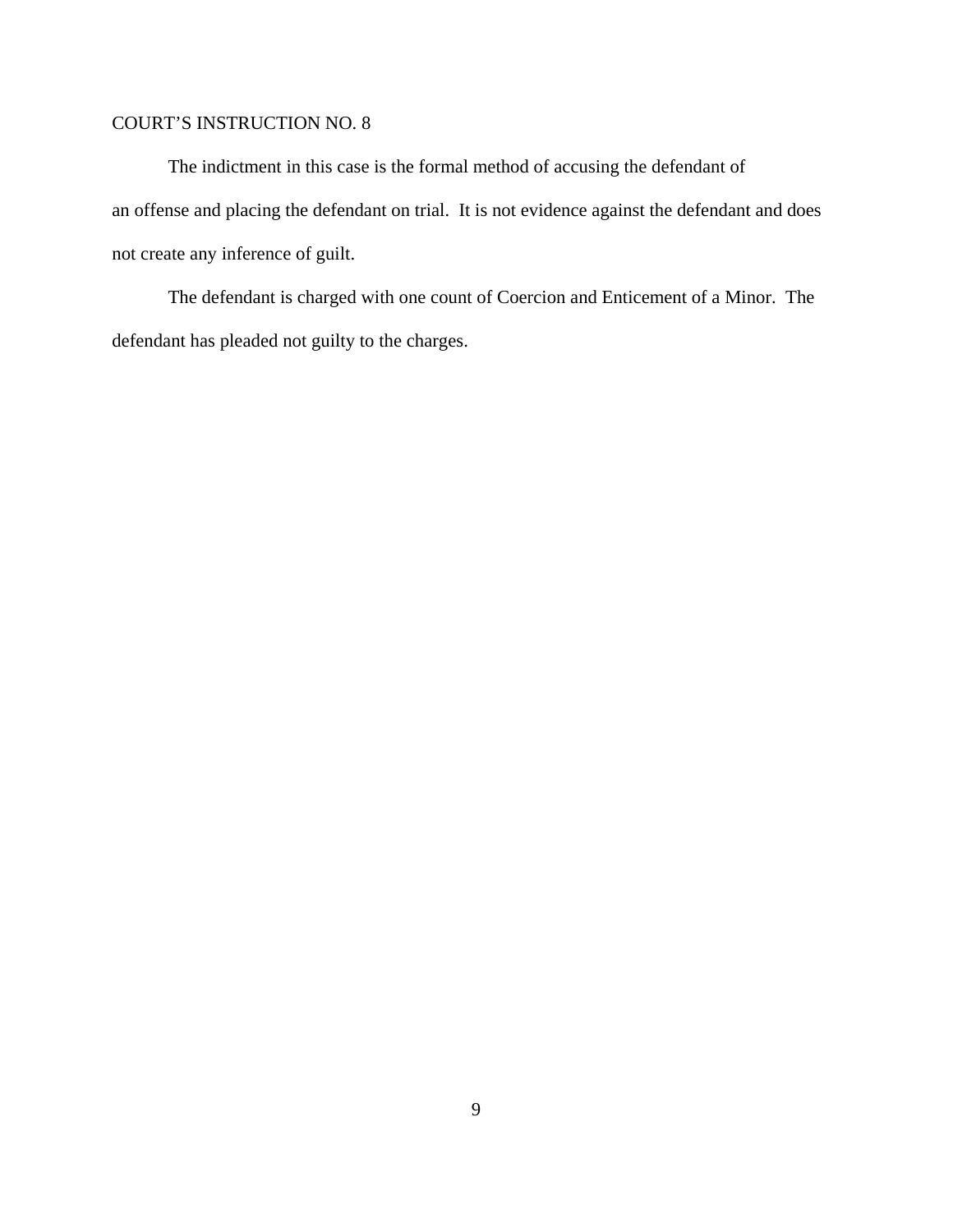COURT'S INSTRUCTION NO. 8

The indictment in this case is the formal method of accusing the defendant of an offense and placing the defendant on trial. It is not evidence against the defendant and does not create any inference of guilt.

The defendant is charged with one count of Coercion and Enticement of a Minor. The defendant has pleaded not guilty to the charges.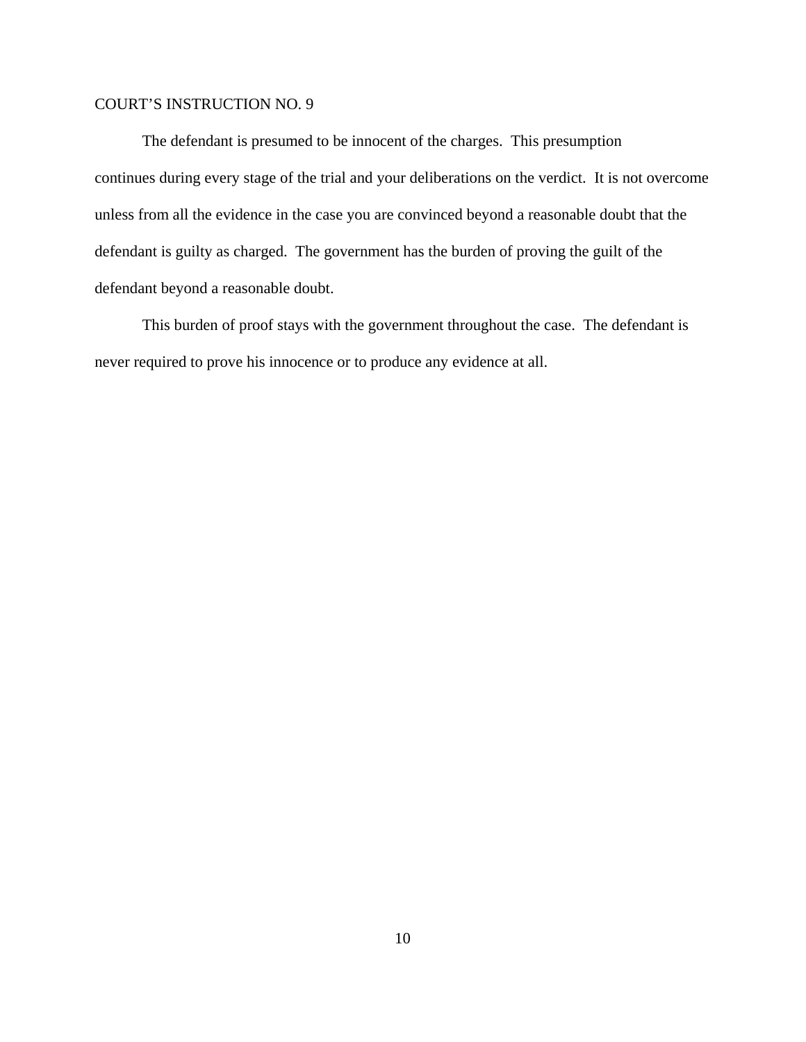COURT'S INSTRUCTION NO. 9

The defendant is presumed to be innocent of the charges. This presumption continues during every stage of the trial and your deliberations on the verdict. It is not overcome unless from all the evidence in the case you are convinced beyond a reasonable doubt that the defendant is guilty as charged. The government has the burden of proving the guilt of the defendant beyond a reasonable doubt.

This burden of proof stays with the government throughout the case. The defendant is never required to prove his innocence or to produce any evidence at all.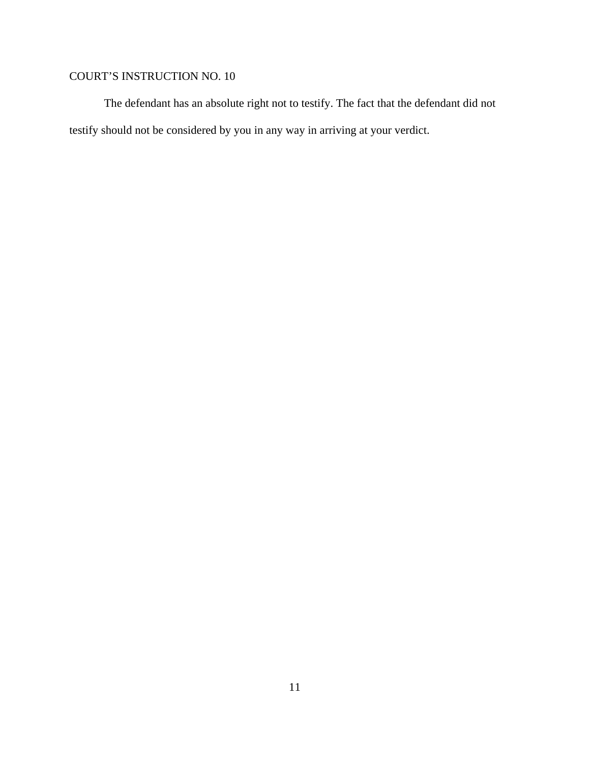COURT’S INSTRUCTION NO. 10

The defendant has an absolute right not to testify. The fact that the defendant did not testify should not be considered by you in any way in arriving at your verdict.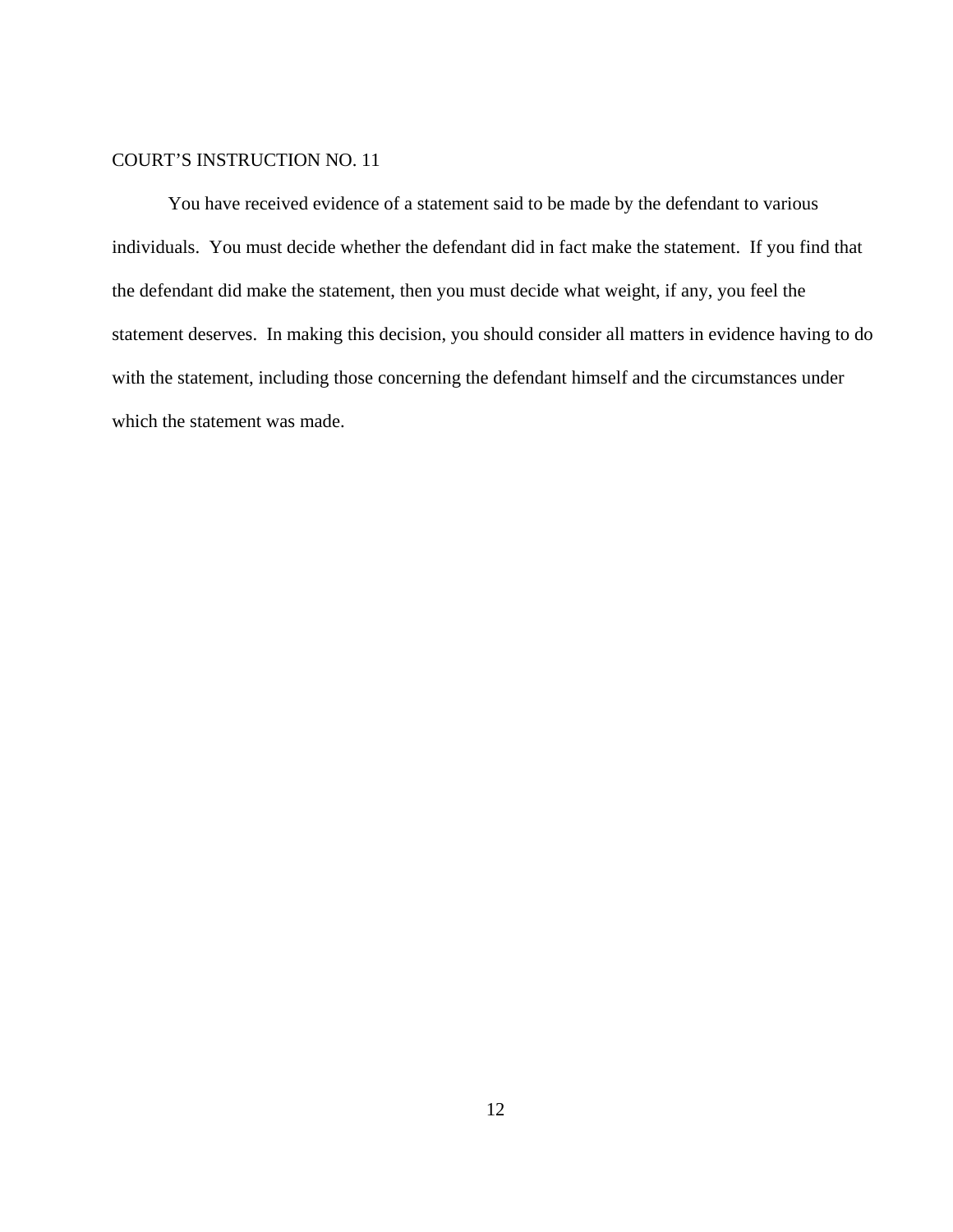COURT'S INSTRUCTION NO. 11

You have received evidence of a statement said to be made by the defendant to various individuals. You must decide whether the defendant did in fact make the statement. If you find that the defendant did make the statement, then you must decide what weight, if any, you feel the statement deserves. In making this decision, you should consider all matters in evidence having to do with the statement, including those concerning the defendant himself and the circumstances under which the statement was made.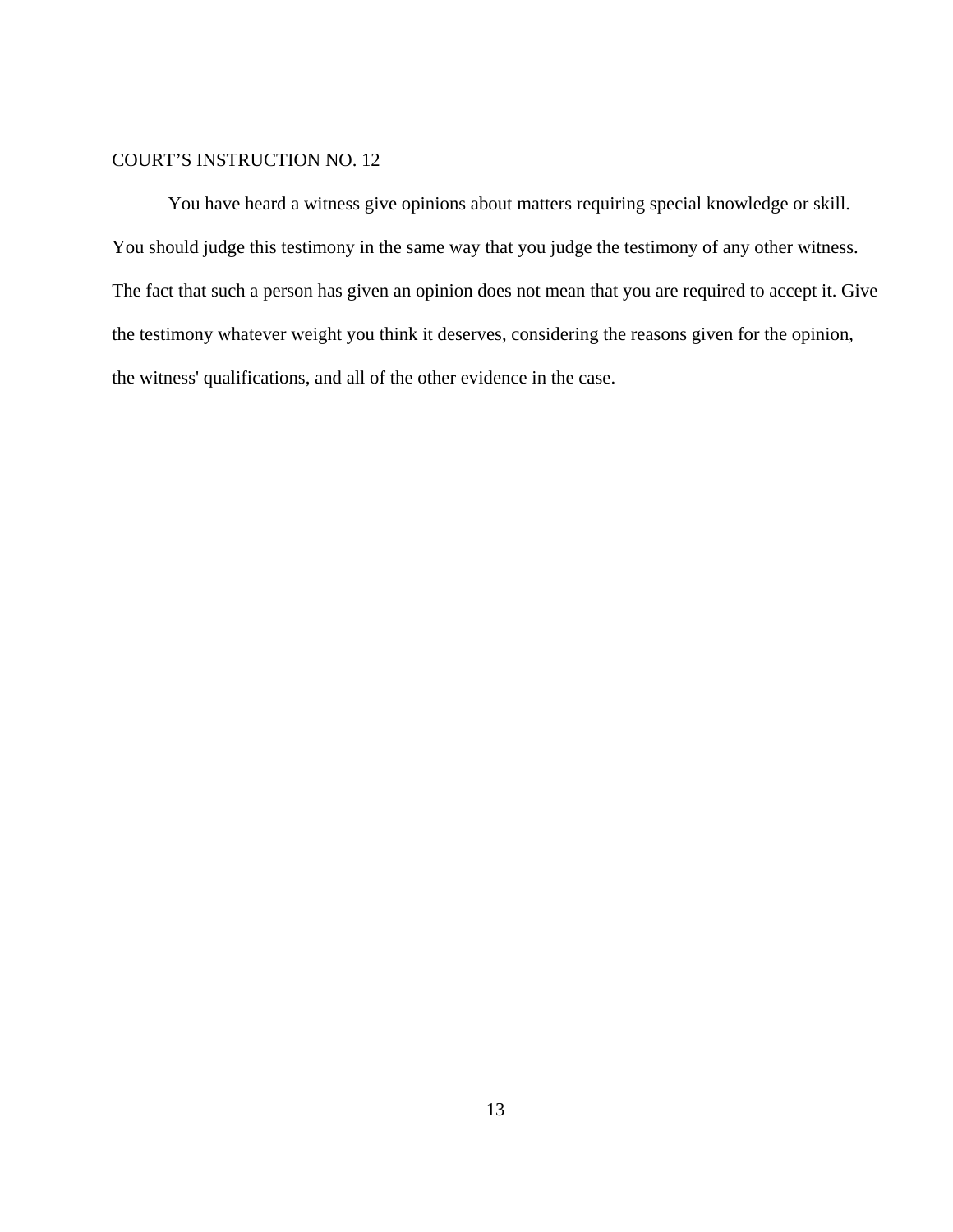COURT’S INSTRUCTION NO. 12

You have heard a witness give opinions about matters requiring special knowledge or skill. You should judge this testimony in the same way that you judge the testimony of any other witness. The fact that such a person has given an opinion does not mean that you are required to accept it. Give the testimony whatever weight you think it deserves, considering the reasons given for the opinion, the witness' qualifications, and all of the other evidence in the case.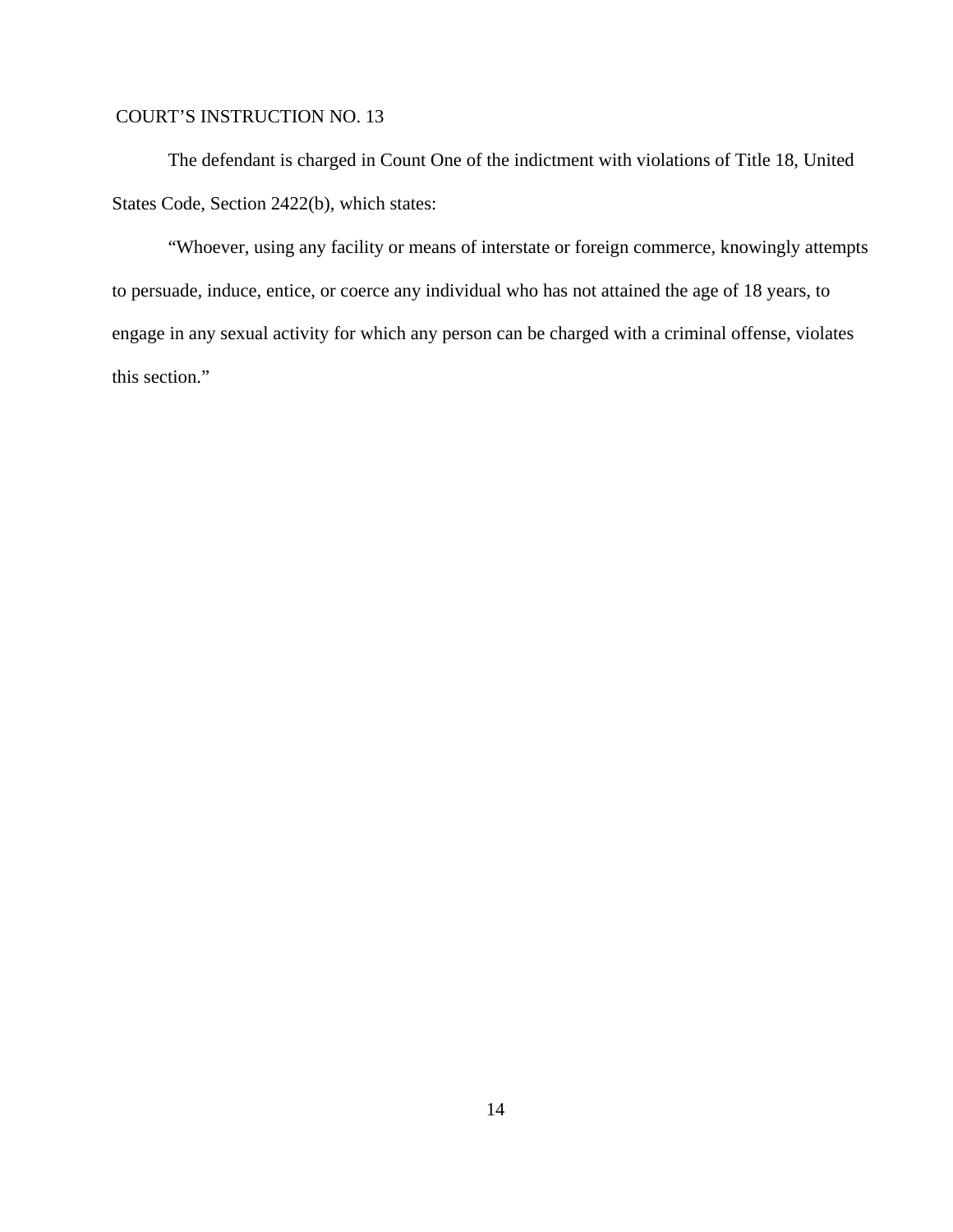COURT'S INSTRUCTION NO. 13

The defendant is charged in Count One of the indictment with violations of Title 18, United States Code, Section 2422(b), which states:

"Whoever, using any facility or means of interstate or foreign commerce, knowingly attempts to persuade, induce, entice, or coerce any individual who has not attained the age of 18 years, to engage in any sexual activity for which any person can be charged with a criminal offense, violates this section."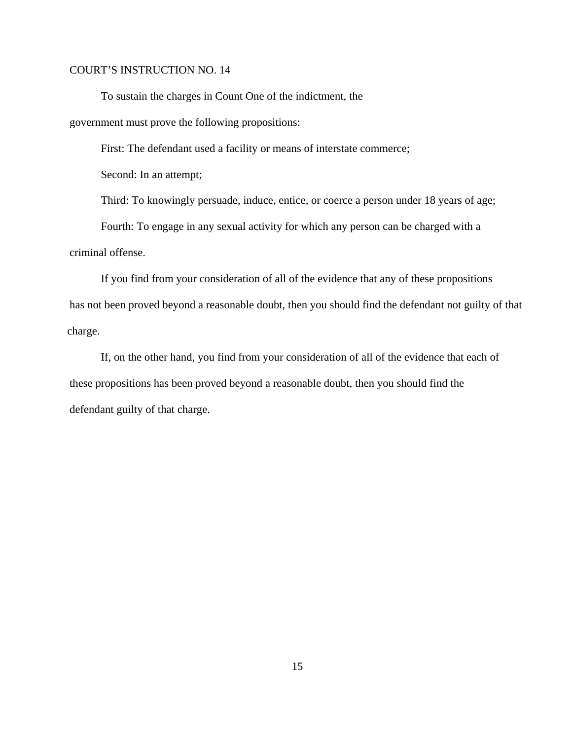COURT'S INSTRUCTION NO. 14

To sustain the charges in Count One of the indictment, the government must prove the following propositions:

First: The defendant used a facility or means of interstate commerce;

Second: In an attempt;

Third: To knowingly persuade, induce, entice, or coerce a person under 18 years of age;

Fourth: To engage in any sexual activity for which any person can be charged with a criminal offense.

If you find from your consideration of all of the evidence that any of these propositions has not been proved beyond a reasonable doubt, then you should find the defendant not guilty of that charge.

If, on the other hand, you find from your consideration of all of the evidence that each of these propositions has been proved beyond a reasonable doubt, then you should find the defendant guilty of that charge.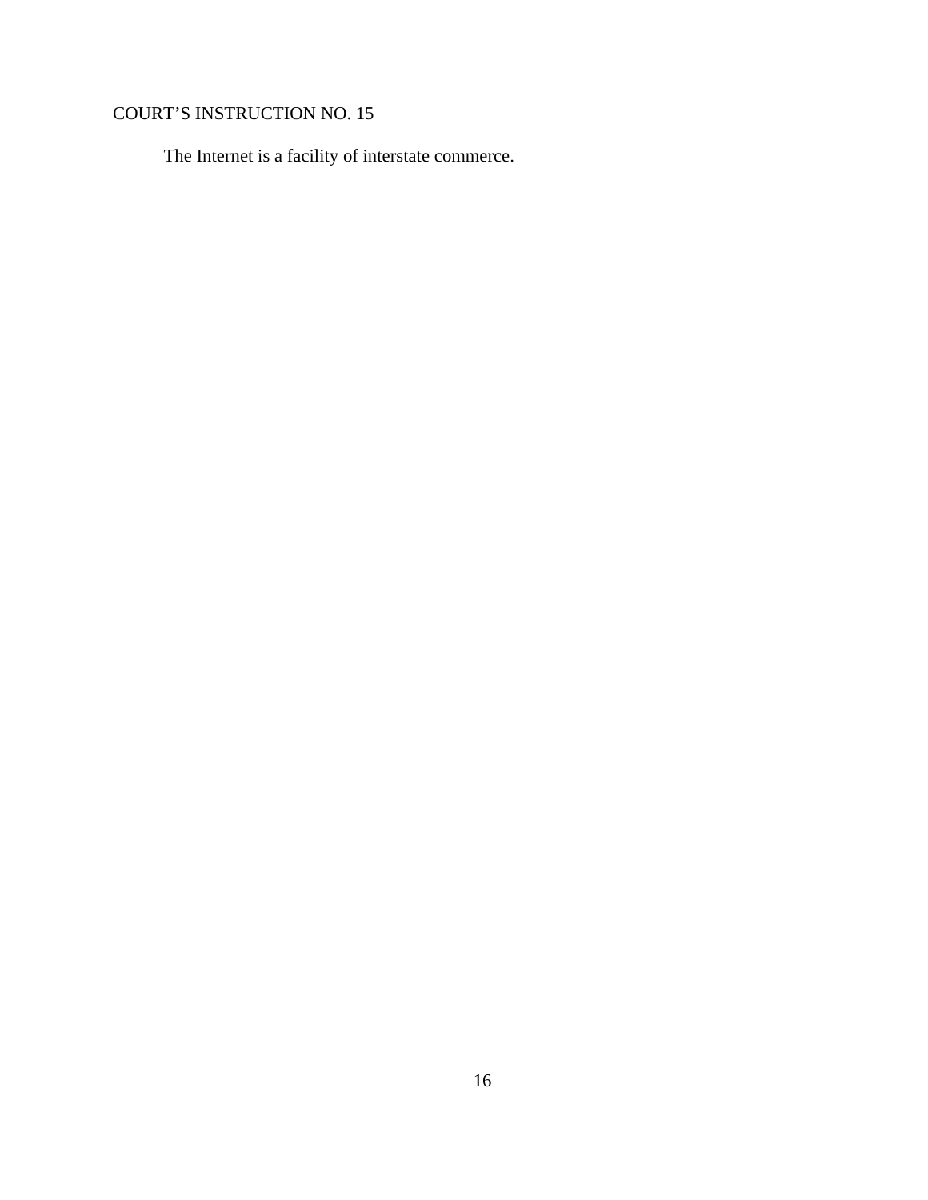COURT'S INSTRUCTION NO. 15

The Internet is a facility of interstate commerce.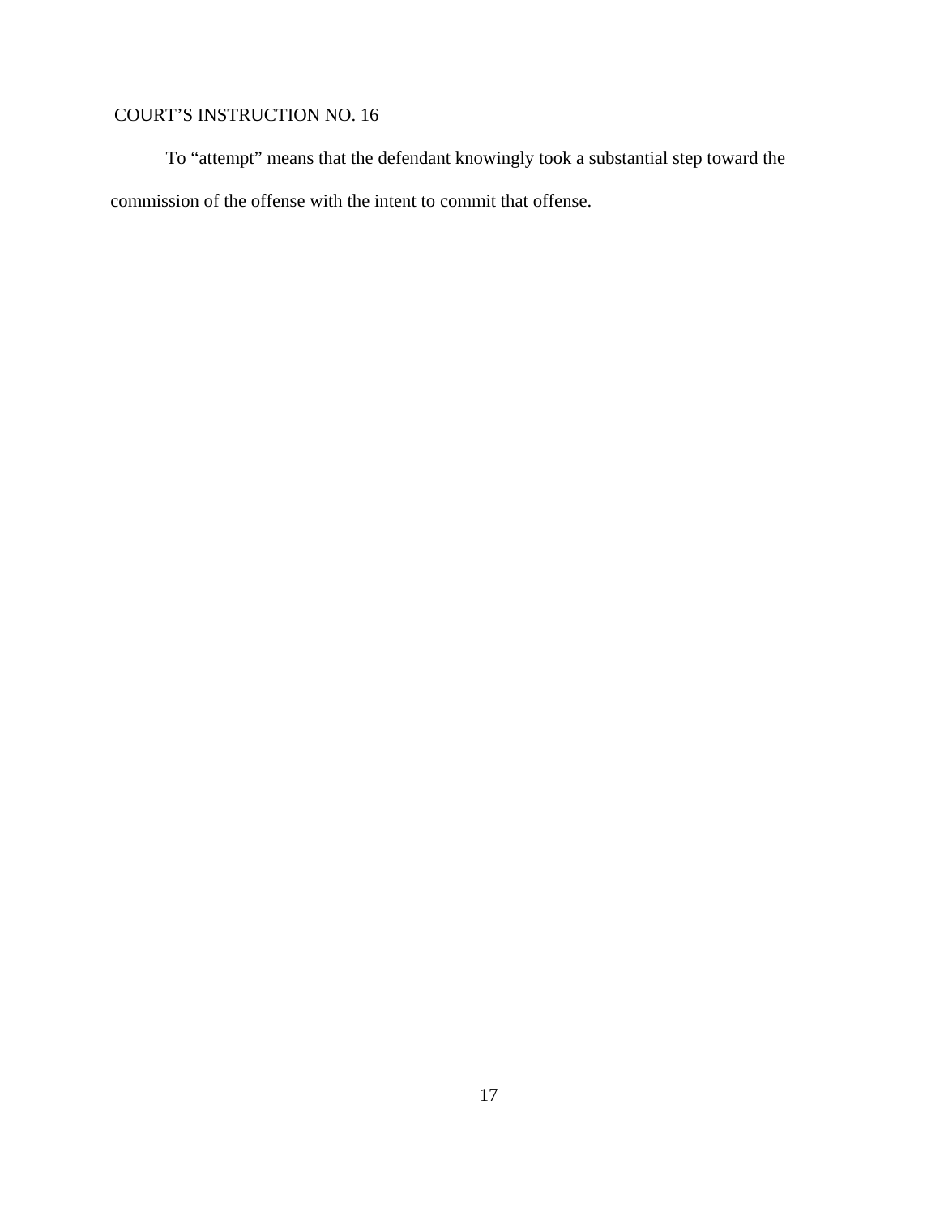COURT’S INSTRUCTION NO. 16

To “attempt” means that the defendant knowingly took a substantial step toward the commission of the offense with the intent to commit that offense.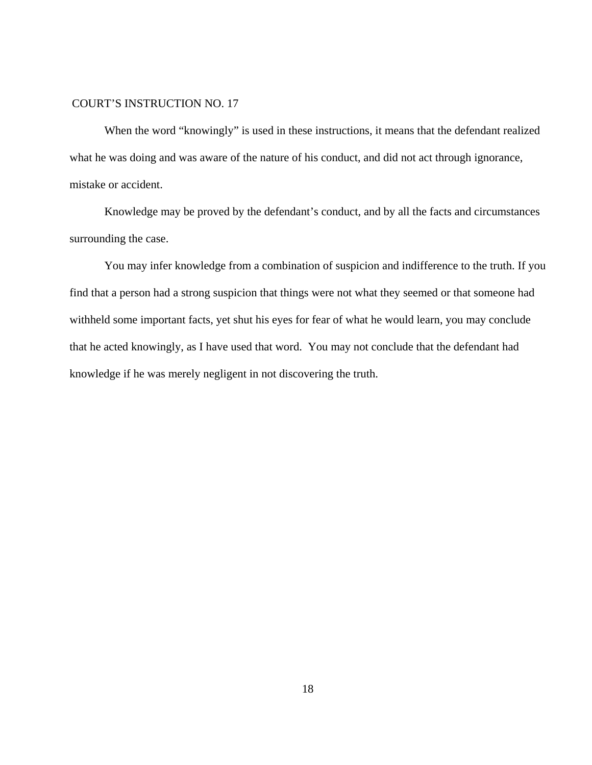COURT’S INSTRUCTION NO. 17

When the word “knowingly” is used in these instructions, it means that the defendant realized what he was doing and was aware of the nature of his conduct, and did not act through ignorance, mistake or accident.

Knowledge may be proved by the defendant’s conduct, and by all the facts and circumstances surrounding the case.

You may infer knowledge from a combination of suspicion and indifference to the truth. If you find that a person had a strong suspicion that things were not what they seemed or that someone had withheld some important facts, yet shut his eyes for fear of what he would learn, you may conclude that he acted knowingly, as I have used that word. You may not conclude that the defendant had knowledge if he was merely negligent in not discovering the truth.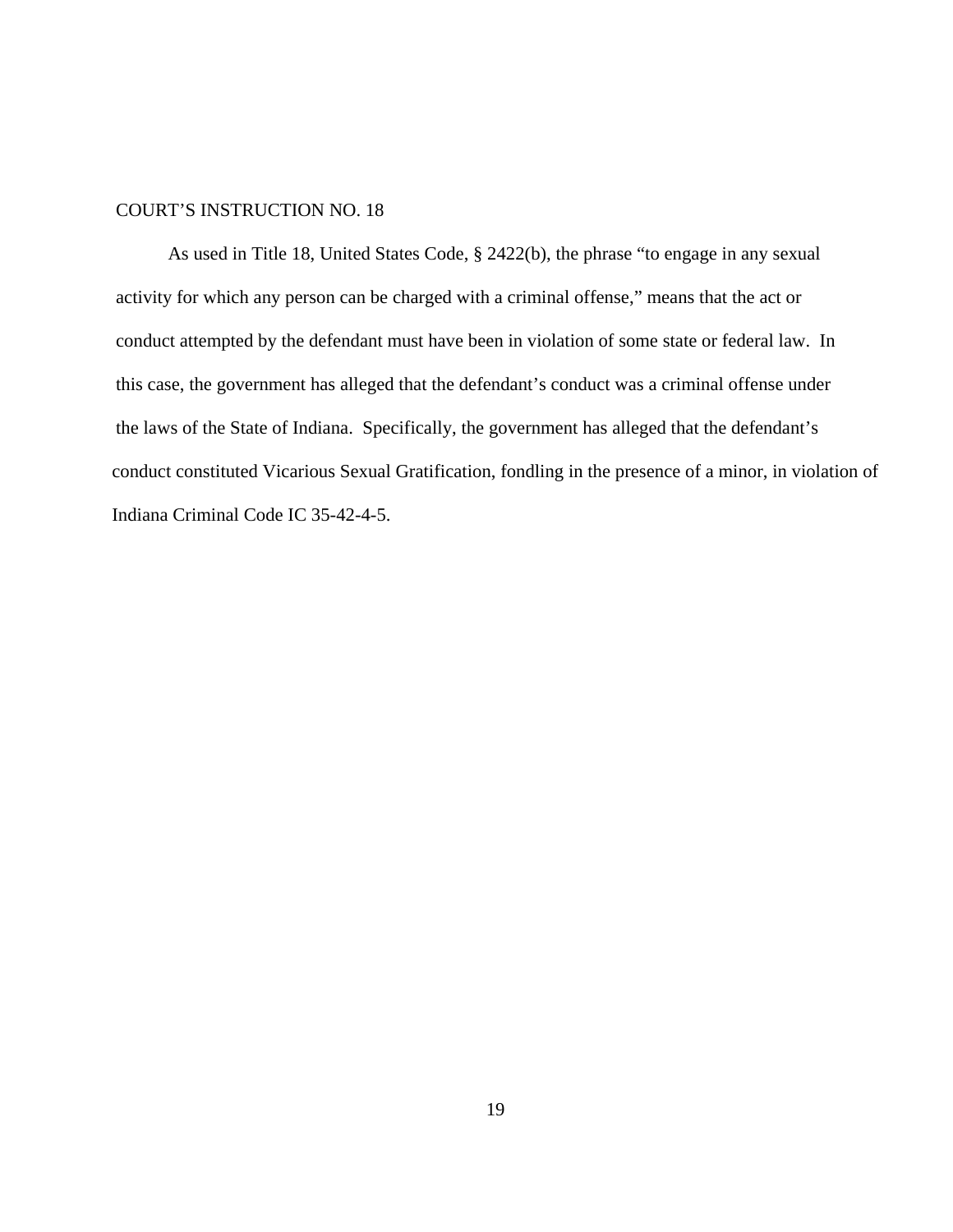COURT'S INSTRUCTION NO. 18

As used in Title 18, United States Code, § 2422(b), the phrase "to engage in any sexual activity for which any person can be charged with a criminal offense," means that the act or conduct attempted by the defendant must have been in violation of some state or federal law. In this case, the government has alleged that the defendant's conduct was a criminal offense under the laws of the State of Indiana. Specifically, the government has alleged that the defendant's conduct constituted Vicarious Sexual Gratification, fondling in the presence of a minor, in violation of Indiana Criminal Code IC 35-42-4-5.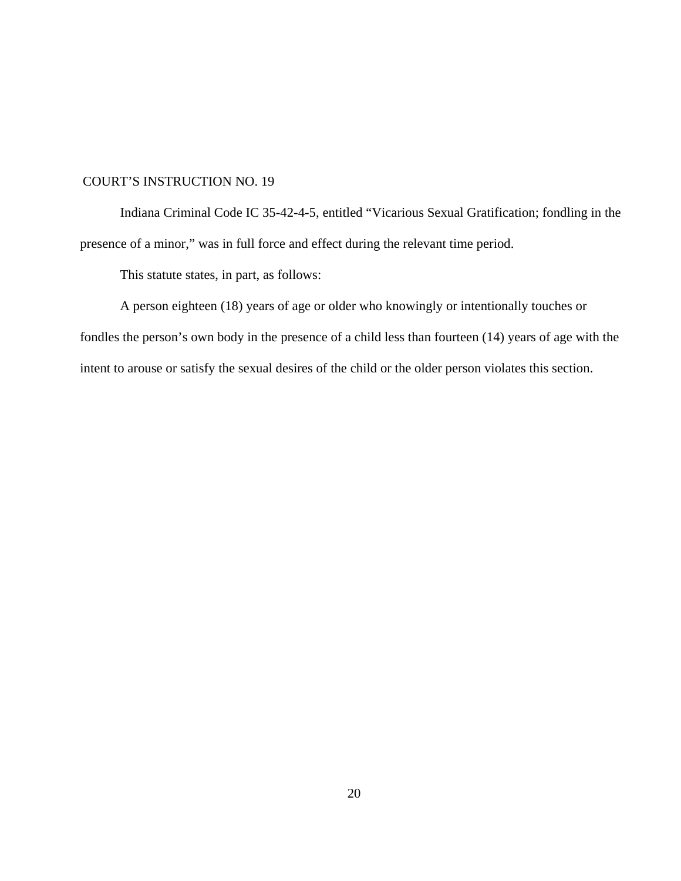COURT'S INSTRUCTION NO. 19

Indiana Criminal Code IC 35-42-4-5, entitled "Vicarious Sexual Gratification; fondling in the presence of a minor," was in full force and effect during the relevant time period.

This statute states, in part, as follows:

A person eighteen (18) years of age or older who knowingly or intentionally touches or fondles the person's own body in the presence of a child less than fourteen (14) years of age with the intent to arouse or satisfy the sexual desires of the child or the older person violates this section.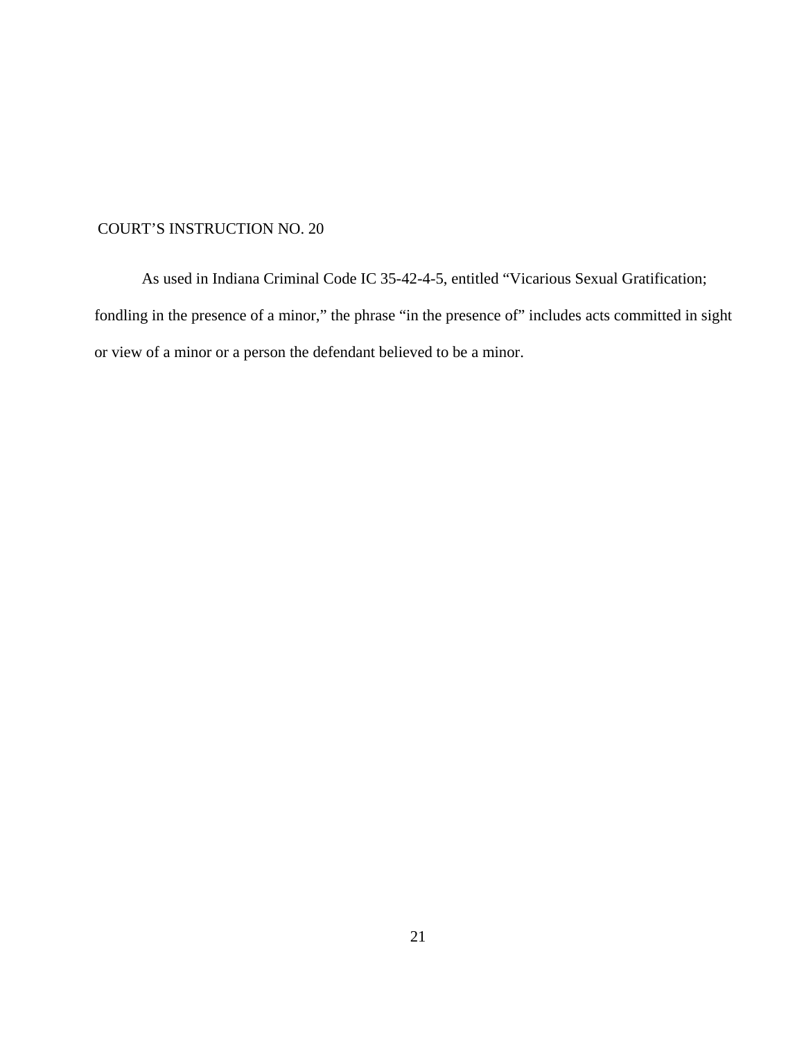COURT'S INSTRUCTION NO. 20

As used in Indiana Criminal Code IC 35-42-4-5, entitled "Vicarious Sexual Gratification; fondling in the presence of a minor," the phrase "in the presence of" includes acts committed in sight or view of a minor or a person the defendant believed to be a minor.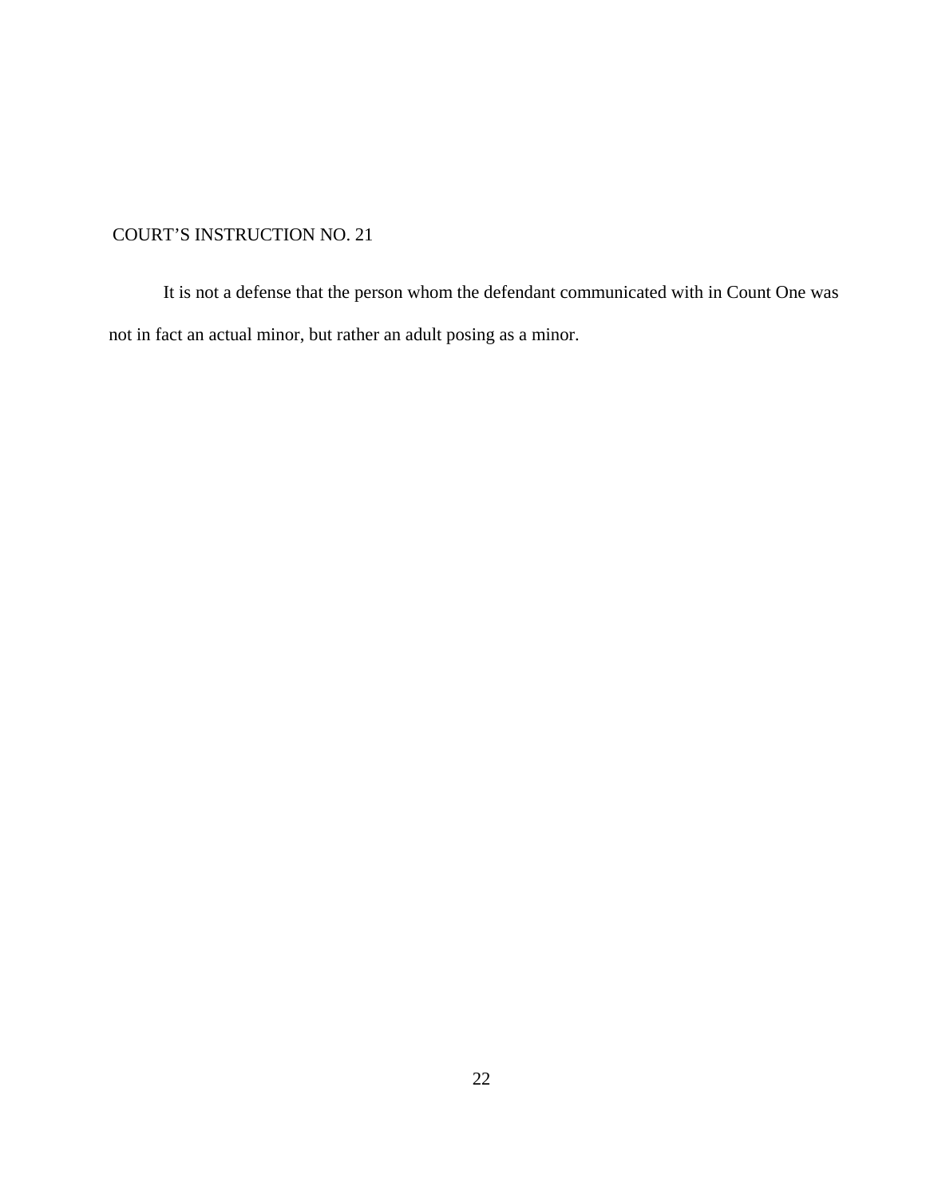COURT’S INSTRUCTION NO. 21

It is not a defense that the person whom the defendant communicated with in Count One was not in fact an actual minor, but rather an adult posing as a minor.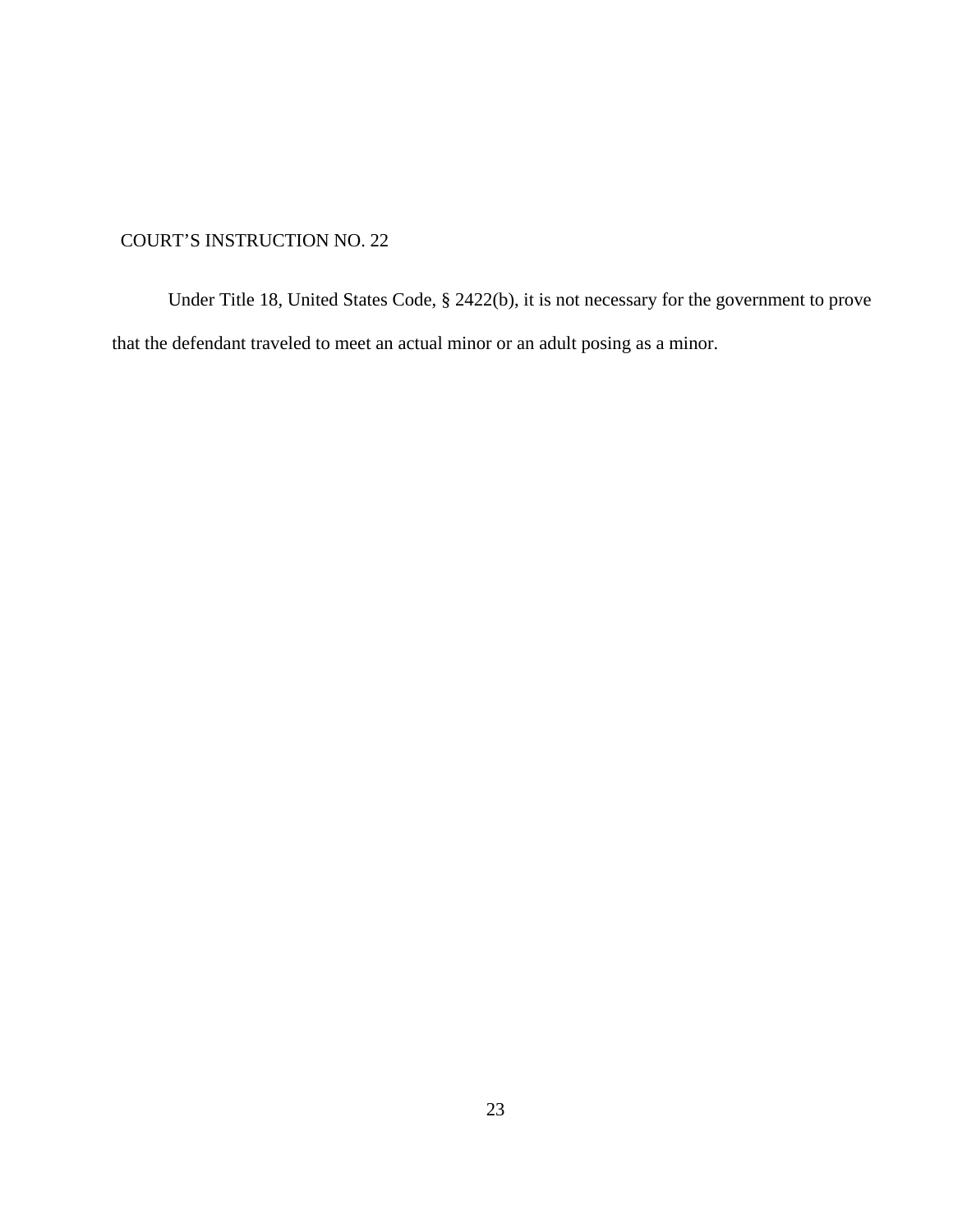COURT'S INSTRUCTION NO. 22

Under Title 18, United States Code, § 2422(b), it is not necessary for the government to prove that the defendant traveled to meet an actual minor or an adult posing as a minor.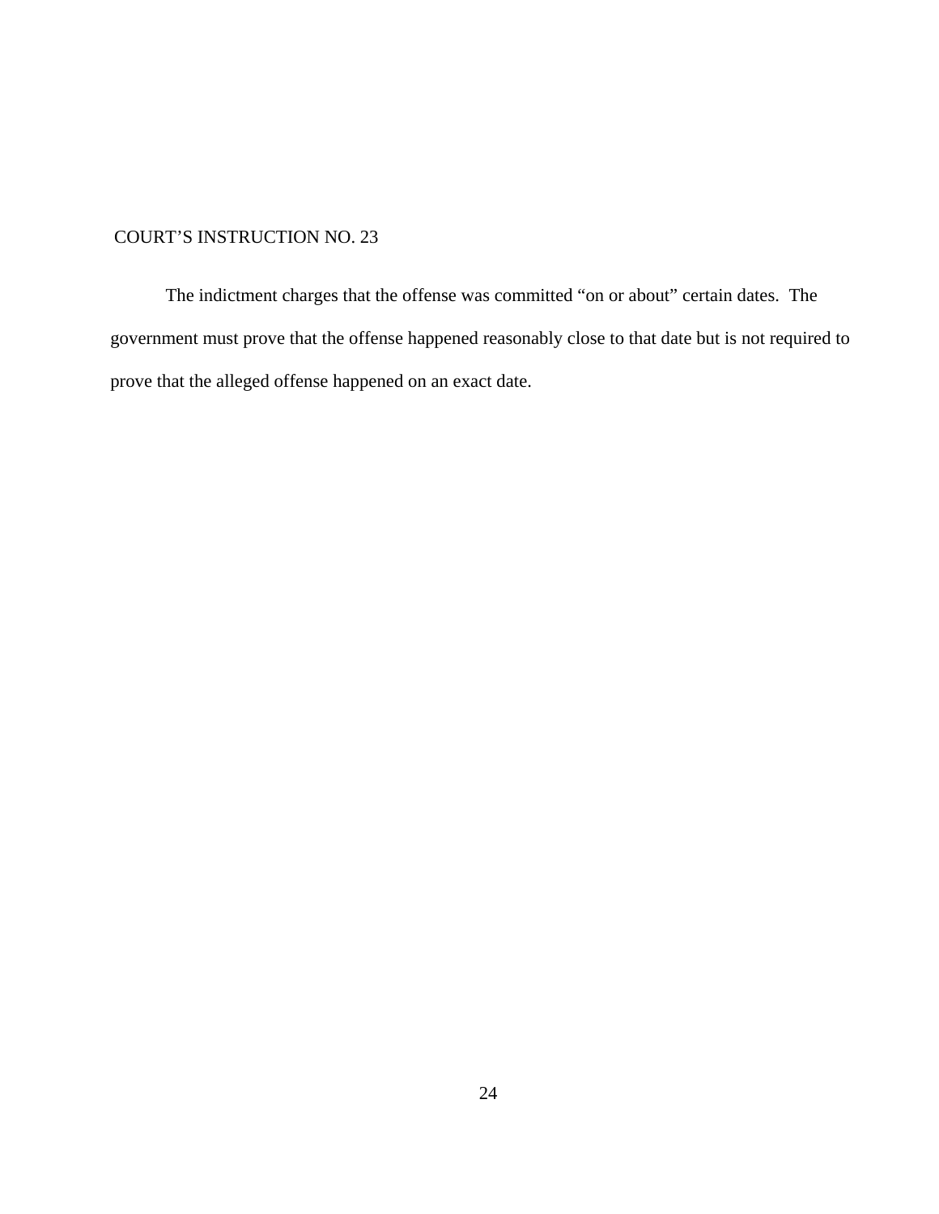COURT'S INSTRUCTION NO. 23

The indictment charges that the offense was committed "on or about" certain dates. The government must prove that the offense happened reasonably close to that date but is not required to prove that the alleged offense happened on an exact date.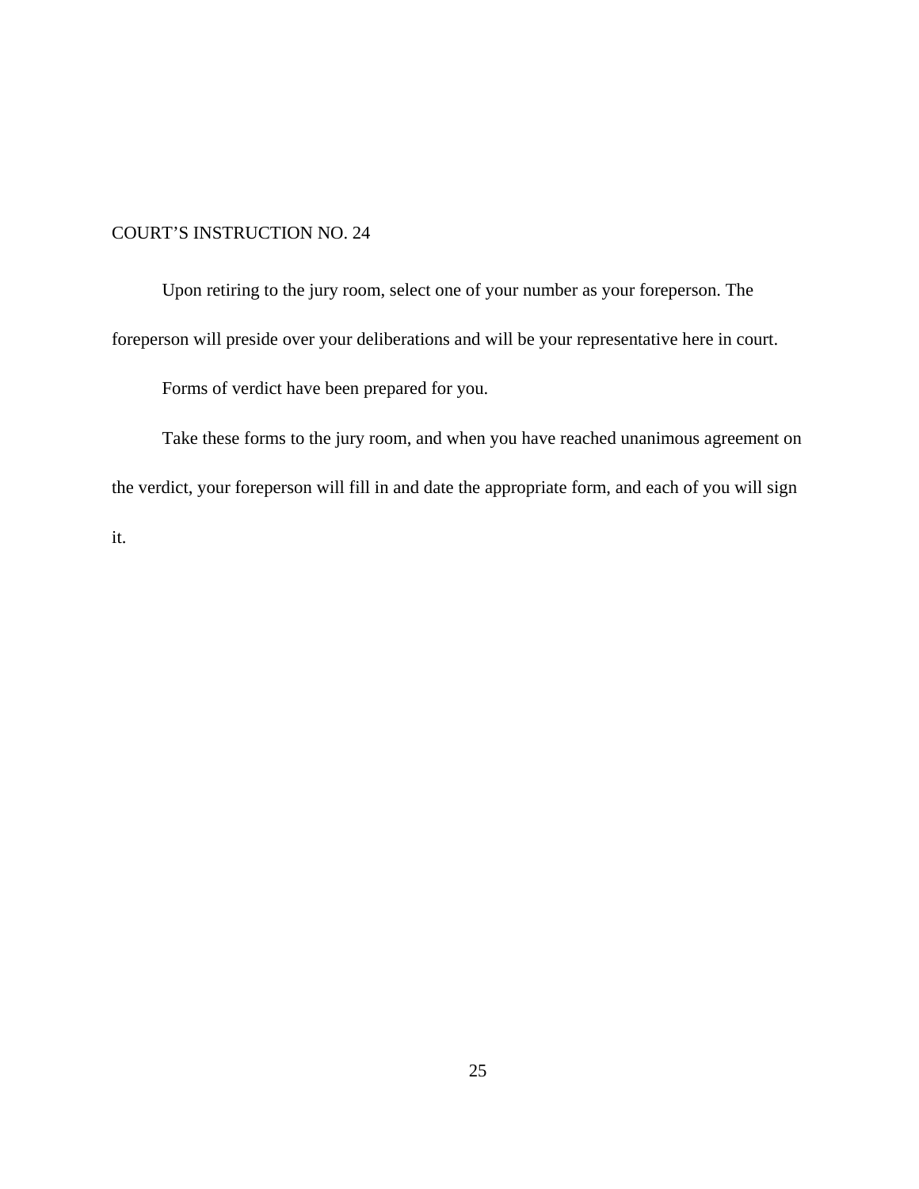COURT'S INSTRUCTION NO. 24

Upon retiring to the jury room, select one of your number as your foreperson. The foreperson will preside over your deliberations and will be your representative here in court.

Forms of verdict have been prepared for you.

Take these forms to the jury room, and when you have reached unanimous agreement on the verdict, your foreperson will fill in and date the appropriate form, and each of you will sign it.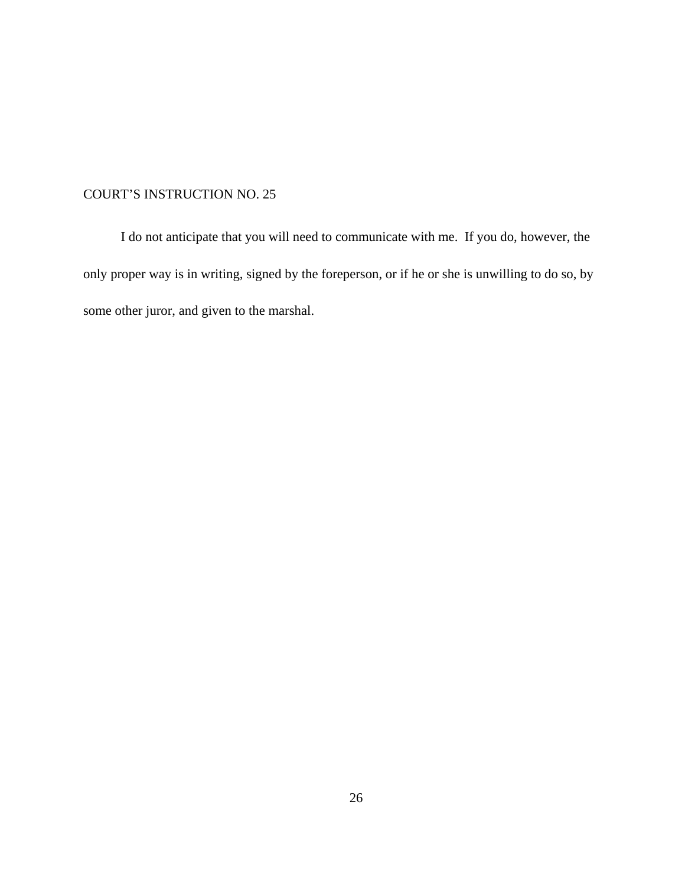COURT’S INSTRUCTION NO. 25

I do not anticipate that you will need to communicate with me. If you do, however, the only proper way is in writing, signed by the foreperson, or if he or she is unwilling to do so, by some other juror, and given to the marshal.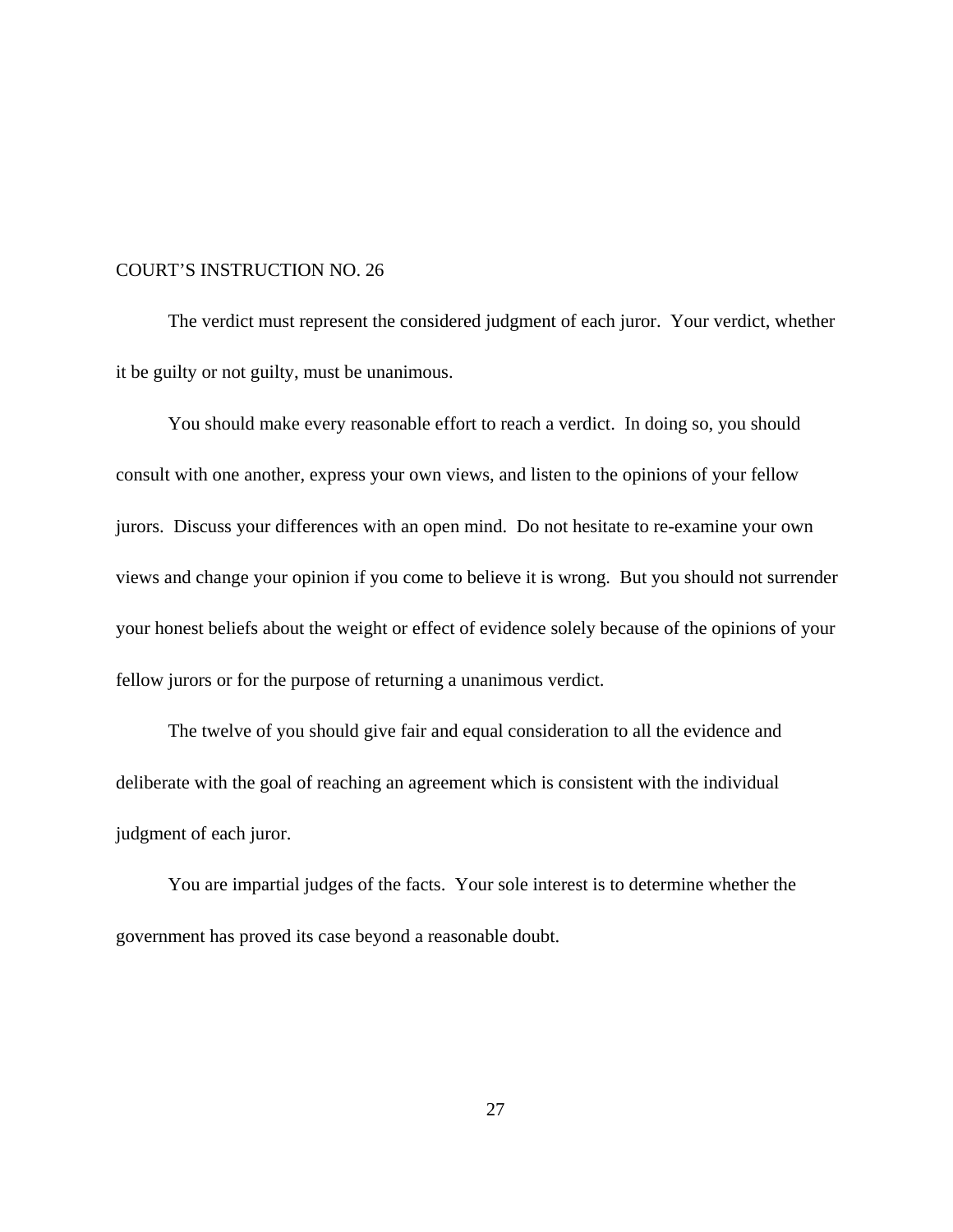COURT'S INSTRUCTION NO. 26

The verdict must represent the considered judgment of each juror. Your verdict, whether it be guilty or not guilty, must be unanimous.

You should make every reasonable effort to reach a verdict. In doing so, you should consult with one another, express your own views, and listen to the opinions of your fellow jurors. Discuss your differences with an open mind. Do not hesitate to re-examine your own views and change your opinion if you come to believe it is wrong. But you should not surrender your honest beliefs about the weight or effect of evidence solely because of the opinions of your fellow jurors or for the purpose of returning a unanimous verdict.

The twelve of you should give fair and equal consideration to all the evidence and deliberate with the goal of reaching an agreement which is consistent with the individual judgment of each juror.

You are impartial judges of the facts. Your sole interest is to determine whether the government has proved its case beyond a reasonable doubt.